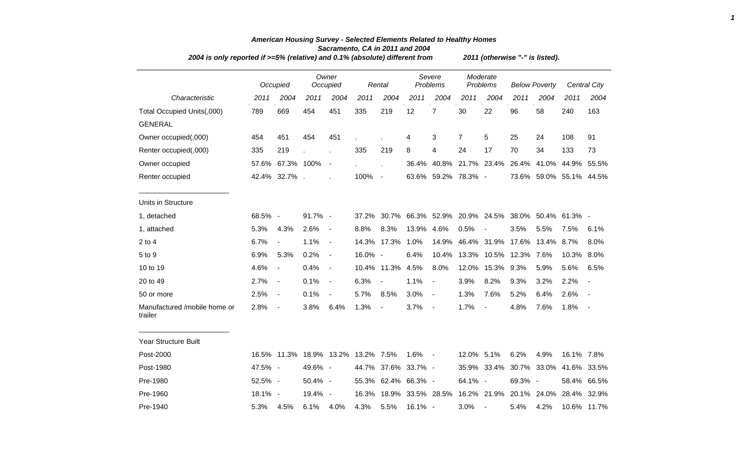# American Housing Survey - Selected Elements Related to Healthy Homes

## Sacramento, CA in 2011 and 2004

*2004 is only reported if >=5% (relative) and 0.1% (absolute) different from 2011 (otherwise "-" is listed).*

| Characteristic | Occupied | | Owner Occupied | | Rental | | Severe Problems | | Moderate Problems | | Below Poverty | | Central City | |
|---|---|---|---|---|---|---|---|---|---|---|---|---|---|---|
| | 2011 | 2004 | 2011 | 2004 | 2011 | 2004 | 2011 | 2004 | 2011 | 2004 | 2011 | 2004 | 2011 | 2004 |
| Total Occupied Units(,000) | 789 | 669 | 454 | 451 | 335 | 219 | 12 | 7 | 30 | 22 | 96 | 58 | 240 | 163 |
| GENERAL | | | | | | | | | | | | | | |
| Owner occupied(,000) | 454 | 451 | 454 | 451 | . | . | 4 | 3 | 7 | 5 | 25 | 24 | 108 | 91 |
| Renter occupied(,000) | 335 | 219 | . | . | 335 | 219 | 8 | 4 | 24 | 17 | 70 | 34 | 133 | 73 |
| Owner occupied | 57.6% | 67.3% | 100% | - | . | . | 36.4% | 40.8% | 21.7% | 23.4% | 26.4% | 41.0% | 44.9% | 55.5% |
| Renter occupied | 42.4% | 32.7% | . | . | 100% | - | 63.6% | 59.2% | 78.3% | - | 73.6% | 59.0% | 55.1% | 44.5% |
| Units in Structure | | | | | | | | | | | | | | |
| 1, detached | 68.5% | - | 91.7% | - | 37.2% | 30.7% | 66.3% | 52.9% | 20.9% | 24.5% | 38.0% | 50.4% | 61.3% | - |
| 1, attached | 5.3% | 4.3% | 2.6% | - | 8.8% | 8.3% | 13.9% | 4.6% | 0.5% | - | 3.5% | 5.5% | 7.5% | 6.1% |
| 2 to 4 | 6.7% | - | 1.1% | - | 14.3% | 17.3% | 1.0% | 14.9% | 46.4% | 31.9% | 17.6% | 13.4% | 8.7% | 8.0% |
| 5 to 9 | 6.9% | 5.3% | 0.2% | - | 16.0% | - | 6.4% | 10.4% | 13.3% | 10.5% | 12.3% | 7.6% | 10.3% | 8.0% |
| 10 to 19 | 4.6% | - | 0.4% | - | 10.4% | 11.3% | 4.5% | 8.0% | 12.0% | 15.3% | 9.3% | 5.9% | 5.6% | 6.5% |
| 20 to 49 | 2.7% | - | 0.1% | - | 6.3% | - | 1.1% | - | 3.9% | 8.2% | 9.3% | 3.2% | 2.2% | - |
| 50 or more | 2.5% | - | 0.1% | - | 5.7% | 8.5% | 3.0% | - | 1.3% | 7.6% | 5.2% | 6.4% | 2.6% | - |
| Manufactured /mobile home or trailer | 2.8% | - | 3.8% | 6.4% | 1.3% | - | 3.7% | - | 1.7% | - | 4.8% | 7.6% | 1.8% | - |
| Year Structure Built | | | | | | | | | | | | | | |
| Post-2000 | 16.5% | 11.3% | 18.9% | 13.2% | 13.2% | 7.5% | 1.6% | - | 12.0% | 5.1% | 6.2% | 4.9% | 16.1% | 7.8% |
| Post-1980 | 47.5% | - | 49.6% | - | 44.7% | 37.6% | 33.7% | - | 35.9% | 33.4% | 30.7% | 33.0% | 41.6% | 33.5% |
| Pre-1980 | 52.5% | - | 50.4% | - | 55.3% | 62.4% | 66.3% | - | 64.1% | - | 69.3% | - | 58.4% | 66.5% |
| Pre-1960 | 18.1% | - | 19.4% | - | 16.3% | 18.9% | 33.5% | 28.5% | 16.2% | 21.9% | 20.1% | 24.0% | 28.4% | 32.9% |
| Pre-1940 | 5.3% | 4.5% | 6.1% | 4.0% | 4.3% | 5.5% | 16.1% | - | 3.0% | - | 5.4% | 4.2% | 10.6% | 11.7% |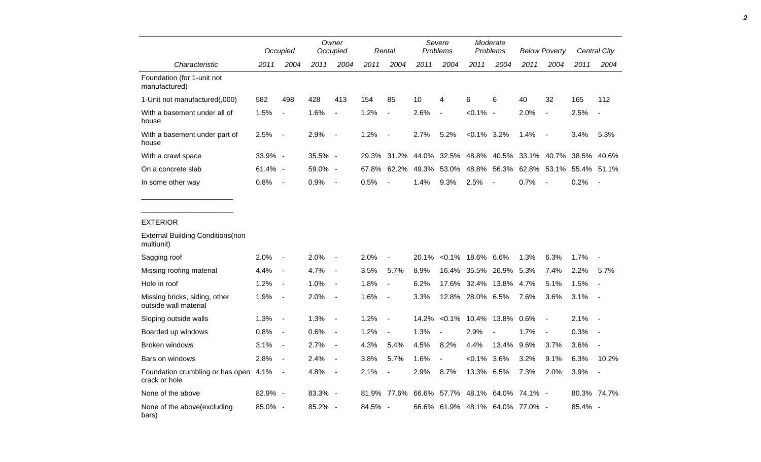| Characteristic | Occupied | | Owner Occupied | | Rental | | Severe Problems | | Moderate Problems | | Below Poverty | | Central City | |
|---|---|---|---|---|---|---|---|---|---|---|---|---|---|---|
| | 2011 | 2004 | 2011 | 2004 | 2011 | 2004 | 2011 | 2004 | 2011 | 2004 | 2011 | 2004 | 2011 | 2004 |
| Foundation (for 1-unit not manufactured) | | | | | | | | | | | | | | |
| 1-Unit not manufactured(,000) | 582 | 498 | 428 | 413 | 154 | 85 | 10 | 4 | 6 | 6 | 40 | 32 | 165 | 112 |
| With a basement under all of house | 1.5% | - | 1.6% | - | 1.2% | - | 2.6% | - | <0.1% | - | 2.0% | - | 2.5% | - |
| With a basement under part of house | 2.5% | - | 2.9% | - | 1.2% | - | 2.7% | 5.2% | <0.1% | 3.2% | 1.4% | - | 3.4% | 5.3% |
| With a crawl space | 33.9% | - | 35.5% | - | 29.3% | 31.2% | 44.0% | 32.5% | 48.8% | 40.5% | 33.1% | 40.7% | 38.5% | 40.6% |
| On a concrete slab | 61.4% | - | 59.0% | - | 67.8% | 62.2% | 49.3% | 53.0% | 48.8% | 56.3% | 62.8% | 53.1% | 55.4% | 51.1% |
| In some other way | 0.8% | - | 0.9% | - | 0.5% | - | 1.4% | 9.3% | 2.5% | - | 0.7% | - | 0.2% | - |
| EXTERIOR | | | | | | | | | | | | | | |
| External Building Conditions(non multiunit) | | | | | | | | | | | | | | |
| Sagging roof | 2.0% | - | 2.0% | - | 2.0% | - | 20.1% | <0.1% | 18.6% | 6.6% | 1.3% | 6.3% | 1.7% | - |
| Missing roofing material | 4.4% | - | 4.7% | - | 3.5% | 5.7% | 8.9% | 16.4% | 35.5% | 26.9% | 5.3% | 7.4% | 2.2% | 5.7% |
| Hole in roof | 1.2% | - | 1.0% | - | 1.8% | - | 6.2% | 17.6% | 32.4% | 13.8% | 4.7% | 5.1% | 1.5% | - |
| Missing bricks, siding, other outside wall material | 1.9% | - | 2.0% | - | 1.6% | - | 3.3% | 12.8% | 28.0% | 6.5% | 7.6% | 3.6% | 3.1% | - |
| Sloping outside walls | 1.3% | - | 1.3% | - | 1.2% | - | 14.2% | <0.1% | 10.4% | 13.8% | 0.6% | - | 2.1% | - |
| Boarded up windows | 0.8% | - | 0.6% | - | 1.2% | - | 1.3% | - | 2.9% | - | 1.7% | - | 0.3% | - |
| Broken windows | 3.1% | - | 2.7% | - | 4.3% | 5.4% | 4.5% | 8.2% | 4.4% | 13.4% | 9.6% | 3.7% | 3.6% | - |
| Bars on windows | 2.8% | - | 2.4% | - | 3.8% | 5.7% | 1.6% | - | <0.1% | 3.6% | 3.2% | 9.1% | 6.3% | 10.2% |
| Foundation crumbling or has open crack or hole | 4.1% | - | 4.8% | - | 2.1% | - | 2.9% | 8.7% | 13.3% | 6.5% | 7.3% | 2.0% | 3.9% | - |
| None of the above | 82.9% | - | 83.3% | - | 81.9% | 77.6% | 66.6% | 57.7% | 48.1% | 64.0% | 74.1% | - | 80.3% | 74.7% |
| None of the above(excluding bars) | 85.0% | - | 85.2% | - | 84.5% | - | 66.6% | 61.9% | 48.1% | 64.0% | 77.0% | - | 85.4% | - |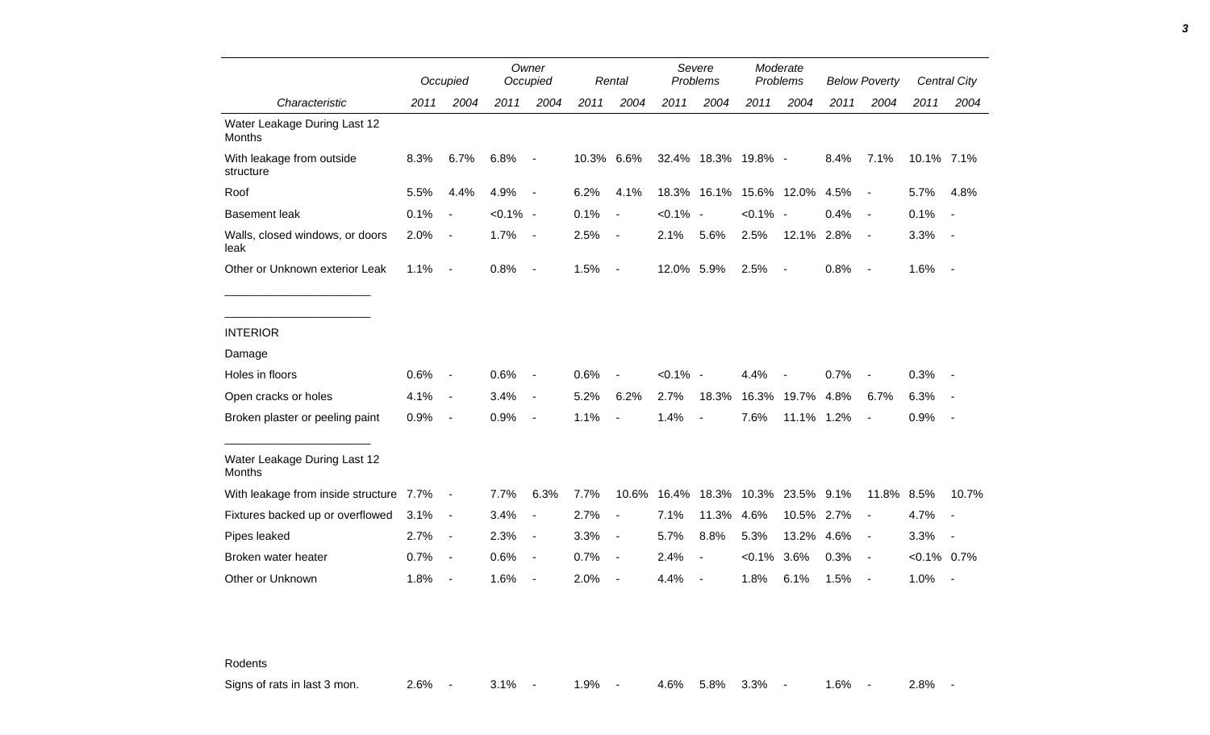| Characteristic | Occupied 2011 | Occupied 2004 | Owner Occupied 2011 | Owner Occupied 2004 | Rental 2011 | Rental 2004 | Severe Problems 2011 | Severe Problems 2004 | Moderate Problems 2011 | Moderate Problems 2004 | Below Poverty 2011 | Below Poverty 2004 | Central City 2011 | Central City 2004 |
|---|---|---|---|---|---|---|---|---|---|---|---|---|---|---|
| Water Leakage During Last 12 Months | | | | | | | | | | | | | | |
| With leakage from outside structure | 8.3% | 6.7% | 6.8% | - | 10.3% | 6.6% | 32.4% | 18.3% | 19.8% | - | 8.4% | 7.1% | 10.1% | 7.1% |
| Roof | 5.5% | 4.4% | 4.9% | - | 6.2% | 4.1% | 18.3% | 16.1% | 15.6% | 12.0% | 4.5% | - | 5.7% | 4.8% |
| Basement leak | 0.1% | - | <0.1% | - | 0.1% | - | <0.1% | - | <0.1% | - | 0.4% | - | 0.1% | - |
| Walls, closed windows, or doors leak | 2.0% | - | 1.7% | - | 2.5% | - | 2.1% | 5.6% | 2.5% | 12.1% | 2.8% | - | 3.3% | - |
| Other or Unknown exterior Leak | 1.1% | - | 0.8% | - | 1.5% | - | 12.0% | 5.9% | 2.5% | - | 0.8% | - | 1.6% | - |
| INTERIOR | | | | | | | | | | | | | | |
| Damage | | | | | | | | | | | | | | |
| Holes in floors | 0.6% | - | 0.6% | - | 0.6% | - | <0.1% | - | 4.4% | - | 0.7% | - | 0.3% | - |
| Open cracks or holes | 4.1% | - | 3.4% | - | 5.2% | 6.2% | 2.7% | 18.3% | 16.3% | 19.7% | 4.8% | 6.7% | 6.3% | - |
| Broken plaster or peeling paint | 0.9% | - | 0.9% | - | 1.1% | - | 1.4% | - | 7.6% | 11.1% | 1.2% | - | 0.9% | - |
| Water Leakage During Last 12 Months | | | | | | | | | | | | | | |
| With leakage from inside structure | 7.7% | - | 7.7% | 6.3% | 7.7% | 10.6% | 16.4% | 18.3% | 10.3% | 23.5% | 9.1% | 11.8% | 8.5% | 10.7% |
| Fixtures backed up or overflowed | 3.1% | - | 3.4% | - | 2.7% | - | 7.1% | 11.3% | 4.6% | 10.5% | 2.7% | - | 4.7% | - |
| Pipes leaked | 2.7% | - | 2.3% | - | 3.3% | - | 5.7% | 8.8% | 5.3% | 13.2% | 4.6% | - | 3.3% | - |
| Broken water heater | 0.7% | - | 0.6% | - | 0.7% | - | 2.4% | - | <0.1% | 3.6% | 0.3% | - | <0.1% | 0.7% |
| Other or Unknown | 1.8% | - | 1.6% | - | 2.0% | - | 4.4% | - | 1.8% | 6.1% | 1.5% | - | 1.0% | - |
| Rodents | | | | | | | | | | | | | | |
| Signs of rats in last 3 mon. | 2.6% | - | 3.1% | - | 1.9% | - | 4.6% | 5.8% | 3.3% | - | 1.6% | - | 2.8% | - |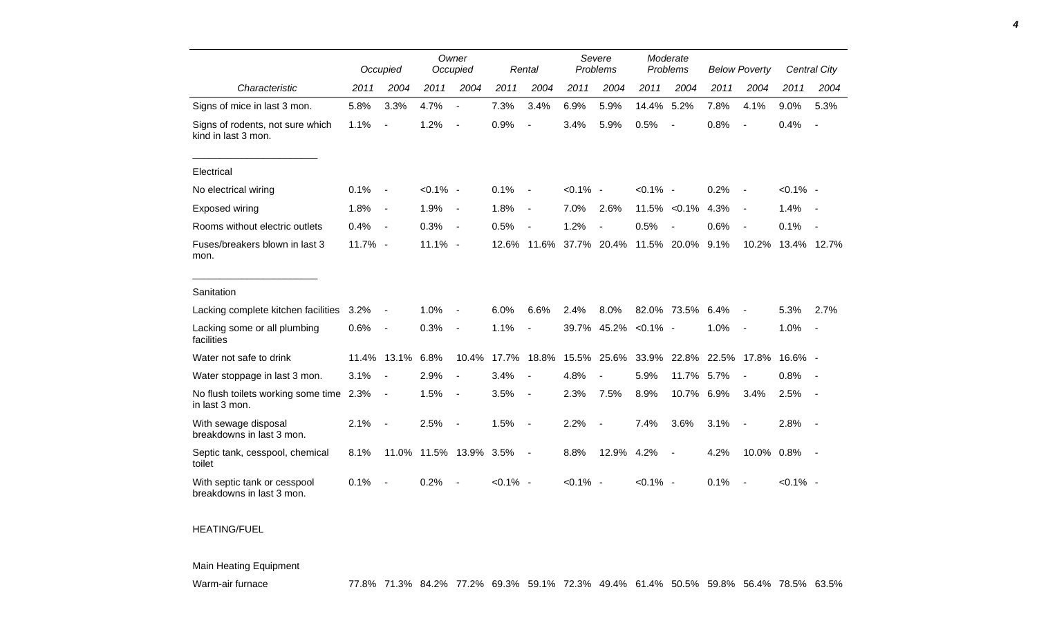| Characteristic | Occupied | | Owner Occupied | | Rental | | Severe Problems | | Moderate Problems | | Below Poverty | | Central City | |
|---|---|---|---|---|---|---|---|---|---|---|---|---|---|---|
| | 2011 | 2004 | 2011 | 2004 | 2011 | 2004 | 2011 | 2004 | 2011 | 2004 | 2011 | 2004 | 2011 | 2004 |
| Signs of mice in last 3 mon. | 5.8% | 3.3% | 4.7% | - | 7.3% | 3.4% | 6.9% | 5.9% | 14.4% | 5.2% | 7.8% | 4.1% | 9.0% | 5.3% |
| Signs of rodents, not sure which kind in last 3 mon. | 1.1% | - | 1.2% | - | 0.9% | - | 3.4% | 5.9% | 0.5% | - | 0.8% | - | 0.4% | - |
| Electrical | | | | | | | | | | | | | | |
| No electrical wiring | 0.1% | - | <0.1% | - | 0.1% | - | <0.1% | - | <0.1% | - | 0.2% | - | <0.1% | - |
| Exposed wiring | 1.8% | - | 1.9% | - | 1.8% | - | 7.0% | 2.6% | 11.5% | <0.1% | 4.3% | - | 1.4% | - |
| Rooms without electric outlets | 0.4% | - | 0.3% | - | 0.5% | - | 1.2% | - | 0.5% | - | 0.6% | - | 0.1% | - |
| Fuses/breakers blown in last 3 mon. | 11.7% | - | 11.1% | - | 12.6% | 11.6% | 37.7% | 20.4% | 11.5% | 20.0% | 9.1% | 10.2% | 13.4% | 12.7% |
| Sanitation | | | | | | | | | | | | | | |
| Lacking complete kitchen facilities | 3.2% | - | 1.0% | - | 6.0% | 6.6% | 2.4% | 8.0% | 82.0% | 73.5% | 6.4% | - | 5.3% | 2.7% |
| Lacking some or all plumbing facilities | 0.6% | - | 0.3% | - | 1.1% | - | 39.7% | 45.2% | <0.1% | - | 1.0% | - | 1.0% | - |
| Water not safe to drink | 11.4% | 13.1% | 6.8% | 10.4% | 17.7% | 18.8% | 15.5% | 25.6% | 33.9% | 22.8% | 22.5% | 17.8% | 16.6% | - |
| Water stoppage in last 3 mon. | 3.1% | - | 2.9% | - | 3.4% | - | 4.8% | - | 5.9% | 11.7% | 5.7% | - | 0.8% | - |
| No flush toilets working some time in last 3 mon. | 2.3% | - | 1.5% | - | 3.5% | - | 2.3% | 7.5% | 8.9% | 10.7% | 6.9% | 3.4% | 2.5% | - |
| With sewage disposal breakdowns in last 3 mon. | 2.1% | - | 2.5% | - | 1.5% | - | 2.2% | - | 7.4% | 3.6% | 3.1% | - | 2.8% | - |
| Septic tank, cesspool, chemical toilet | 8.1% | 11.0% | 11.5% | 13.9% | 3.5% | - | 8.8% | 12.9% | 4.2% | - | 4.2% | 10.0% | 0.8% | - |
| With septic tank or cesspool breakdowns in last 3 mon. | 0.1% | - | 0.2% | - | <0.1% | - | <0.1% | - | <0.1% | - | 0.1% | - | <0.1% | - |
| HEATING/FUEL | | | | | | | | | | | | | | |
| Main Heating Equipment | | | | | | | | | | | | | | |
| Warm-air furnace | 77.8% | 71.3% | 84.2% | 77.2% | 69.3% | 59.1% | 72.3% | 49.4% | 61.4% | 50.5% | 59.8% | 56.4% | 78.5% | 63.5% |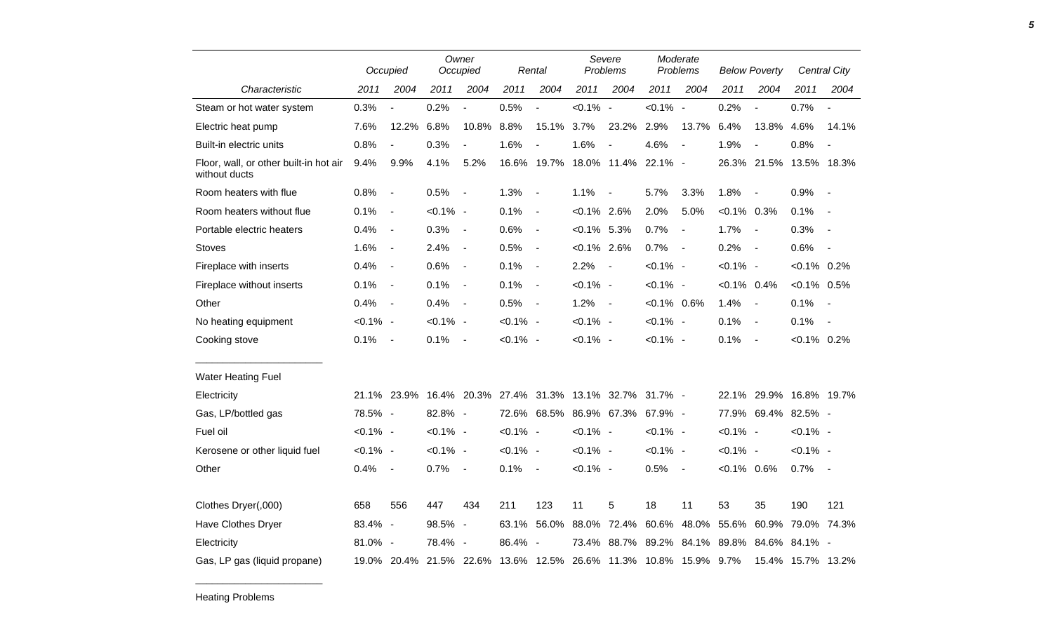| | Occupied | | Owner Occupied | | Rental | | Severe Problems | | Moderate Problems | | Below Poverty | | Central City | |
|---|---|---|---|---|---|---|---|---|---|---|---|---|---|---|
| *Characteristic* | *2011* | *2004* | *2011* | *2004* | *2011* | *2004* | *2011* | *2004* | *2011* | *2004* | *2011* | *2004* | *2011* | *2004* |
| Steam or hot water system | 0.3% | - | 0.2% | - | 0.5% | - | <0.1% | - | <0.1% | - | 0.2% | - | 0.7% | - |
| Electric heat pump | 7.6% | 12.2% | 6.8% | 10.8% | 8.8% | 15.1% | 3.7% | 23.2% | 2.9% | 13.7% | 6.4% | 13.8% | 4.6% | 14.1% |
| Built-in electric units | 0.8% | - | 0.3% | - | 1.6% | - | 1.6% | - | 4.6% | - | 1.9% | - | 0.8% | - |
| Floor, wall, or other built-in hot air without ducts | 9.4% | 9.9% | 4.1% | 5.2% | 16.6% | 19.7% | 18.0% | 11.4% | 22.1% | - | 26.3% | 21.5% | 13.5% | 18.3% |
| Room heaters with flue | 0.8% | - | 0.5% | - | 1.3% | - | 1.1% | - | 5.7% | 3.3% | 1.8% | - | 0.9% | - |
| Room heaters without flue | 0.1% | - | <0.1% | - | 0.1% | - | <0.1% | 2.6% | 2.0% | 5.0% | <0.1% | 0.3% | 0.1% | - |
| Portable electric heaters | 0.4% | - | 0.3% | - | 0.6% | - | <0.1% | 5.3% | 0.7% | - | 1.7% | - | 0.3% | - |
| Stoves | 1.6% | - | 2.4% | - | 0.5% | - | <0.1% | 2.6% | 0.7% | - | 0.2% | - | 0.6% | - |
| Fireplace with inserts | 0.4% | - | 0.6% | - | 0.1% | - | 2.2% | - | <0.1% | - | <0.1% | - | <0.1% | 0.2% |
| Fireplace without inserts | 0.1% | - | 0.1% | - | 0.1% | - | <0.1% | - | <0.1% | - | <0.1% | 0.4% | <0.1% | 0.5% |
| Other | 0.4% | - | 0.4% | - | 0.5% | - | 1.2% | - | <0.1% | 0.6% | 1.4% | - | 0.1% | - |
| No heating equipment | <0.1% | - | <0.1% | - | <0.1% | - | <0.1% | - | <0.1% | - | 0.1% | - | 0.1% | - |
| Cooking stove | 0.1% | - | 0.1% | - | <0.1% | - | <0.1% | - | <0.1% | - | 0.1% | - | <0.1% | 0.2% |
| Water Heating Fuel | | | | | | | | | | | | | | |
| Electricity | 21.1% | 23.9% | 16.4% | 20.3% | 27.4% | 31.3% | 13.1% | 32.7% | 31.7% | - | 22.1% | 29.9% | 16.8% | 19.7% |
| Gas, LP/bottled gas | 78.5% | - | 82.8% | - | 72.6% | 68.5% | 86.9% | 67.3% | 67.9% | - | 77.9% | 69.4% | 82.5% | - |
| Fuel oil | <0.1% | - | <0.1% | - | <0.1% | - | <0.1% | - | <0.1% | - | <0.1% | - | <0.1% | - |
| Kerosene or other liquid fuel | <0.1% | - | <0.1% | - | <0.1% | - | <0.1% | - | <0.1% | - | <0.1% | - | <0.1% | - |
| Other | 0.4% | - | 0.7% | - | 0.1% | - | <0.1% | - | 0.5% | - | <0.1% | 0.6% | 0.7% | - |
| Clothes Dryer(,000) | 658 | 556 | 447 | 434 | 211 | 123 | 11 | 5 | 18 | 11 | 53 | 35 | 190 | 121 |
| Have Clothes Dryer | 83.4% | - | 98.5% | - | 63.1% | 56.0% | 88.0% | 72.4% | 60.6% | 48.0% | 55.6% | 60.9% | 79.0% | 74.3% |
| Electricity | 81.0% | - | 78.4% | - | 86.4% | - | 73.4% | 88.7% | 89.2% | 84.1% | 89.8% | 84.6% | 84.1% | - |
| Gas, LP gas (liquid propane) | 19.0% | 20.4% | 21.5% | 22.6% | 13.6% | 12.5% | 26.6% | 11.3% | 10.8% | 15.9% | 9.7% | 15.4% | 15.7% | 13.2% |

Heating Problems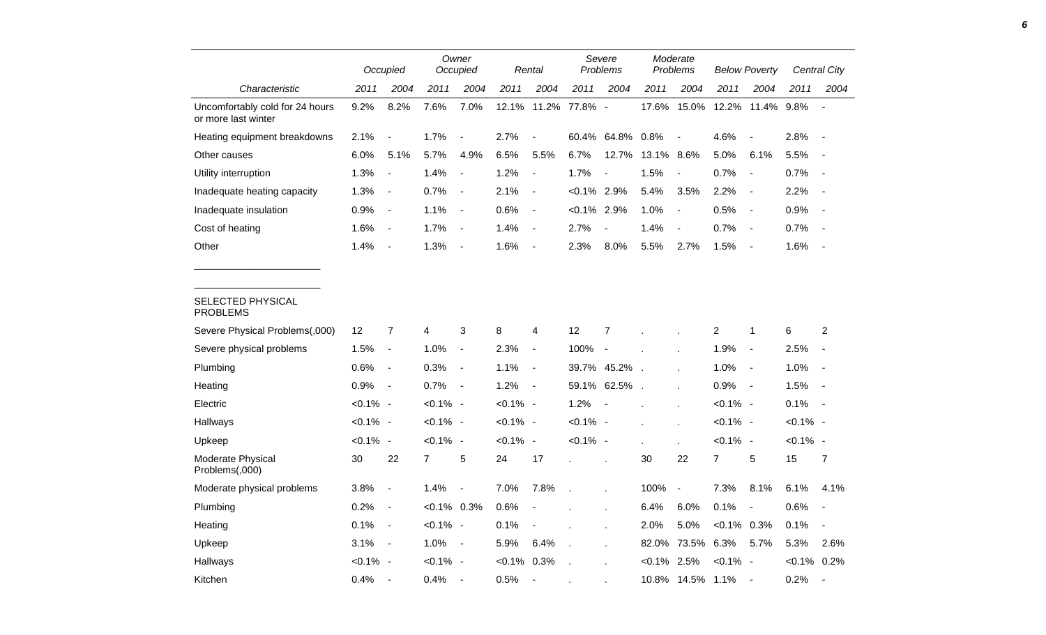| Characteristic | Occupied | | Owner Occupied | | Rental | | Severe Problems | | Moderate Problems | | Below Poverty | | Central City | |
|---|---|---|---|---|---|---|---|---|---|---|---|---|---|---|
| | 2011 | 2004 | 2011 | 2004 | 2011 | 2004 | 2011 | 2004 | 2011 | 2004 | 2011 | 2004 | 2011 | 2004 |
| Uncomfortably cold for 24 hours or more last winter | 9.2% | 8.2% | 7.6% | 7.0% | 12.1% | 11.2% | 77.8% | - | 17.6% | 15.0% | 12.2% | 11.4% | 9.8% | - |
| Heating equipment breakdowns | 2.1% | - | 1.7% | - | 2.7% | - | 60.4% | 64.8% | 0.8% | - | 4.6% | - | 2.8% | - |
| Other causes | 6.0% | 5.1% | 5.7% | 4.9% | 6.5% | 5.5% | 6.7% | 12.7% | 13.1% | 8.6% | 5.0% | 6.1% | 5.5% | - |
| Utility interruption | 1.3% | - | 1.4% | - | 1.2% | - | 1.7% | - | 1.5% | - | 0.7% | - | 0.7% | - |
| Inadequate heating capacity | 1.3% | - | 0.7% | - | 2.1% | - | <0.1% | 2.9% | 5.4% | 3.5% | 2.2% | - | 2.2% | - |
| Inadequate insulation | 0.9% | - | 1.1% | - | 0.6% | - | <0.1% | 2.9% | 1.0% | - | 0.5% | - | 0.9% | - |
| Cost of heating | 1.6% | - | 1.7% | - | 1.4% | - | 2.7% | - | 1.4% | - | 0.7% | - | 0.7% | - |
| Other | 1.4% | - | 1.3% | - | 1.6% | - | 2.3% | 8.0% | 5.5% | 2.7% | 1.5% | - | 1.6% | - |
| SELECTED PHYSICAL PROBLEMS | | | | | | | | | | | | | | |
| Severe Physical Problems(,000) | 12 | 7 | 4 | 3 | 8 | 4 | 12 | 7 | . | . | 2 | 1 | 6 | 2 |
| Severe physical problems | 1.5% | - | 1.0% | - | 2.3% | - | 100% | - | . | . | 1.9% | - | 2.5% | - |
| Plumbing | 0.6% | - | 0.3% | - | 1.1% | - | 39.7% | 45.2% | . | . | 1.0% | - | 1.0% | - |
| Heating | 0.9% | - | 0.7% | - | 1.2% | - | 59.1% | 62.5% | . | . | 0.9% | - | 1.5% | - |
| Electric | <0.1% | - | <0.1% | - | <0.1% | - | 1.2% | - | . | . | <0.1% | - | 0.1% | - |
| Hallways | <0.1% | - | <0.1% | - | <0.1% | - | <0.1% | - | . | . | <0.1% | - | <0.1% | - |
| Upkeep | <0.1% | - | <0.1% | - | <0.1% | - | <0.1% | - | . | . | <0.1% | - | <0.1% | - |
| Moderate Physical Problems(,000) | 30 | 22 | 7 | 5 | 24 | 17 | . | . | 30 | 22 | 7 | 5 | 15 | 7 |
| Moderate physical problems | 3.8% | - | 1.4% | - | 7.0% | 7.8% | . | . | 100% | - | 7.3% | 8.1% | 6.1% | 4.1% |
| Plumbing | 0.2% | - | <0.1% | 0.3% | 0.6% | - | . | . | 6.4% | 6.0% | 0.1% | - | 0.6% | - |
| Heating | 0.1% | - | <0.1% | - | 0.1% | - | . | . | 2.0% | 5.0% | <0.1% | 0.3% | 0.1% | - |
| Upkeep | 3.1% | - | 1.0% | - | 5.9% | 6.4% | . | . | 82.0% | 73.5% | 6.3% | 5.7% | 5.3% | 2.6% |
| Hallways | <0.1% | - | <0.1% | - | <0.1% | 0.3% | . | . | <0.1% | 2.5% | <0.1% | - | <0.1% | 0.2% |
| Kitchen | 0.4% | - | 0.4% | - | 0.5% | - | . | . | 10.8% | 14.5% | 1.1% | - | 0.2% | - |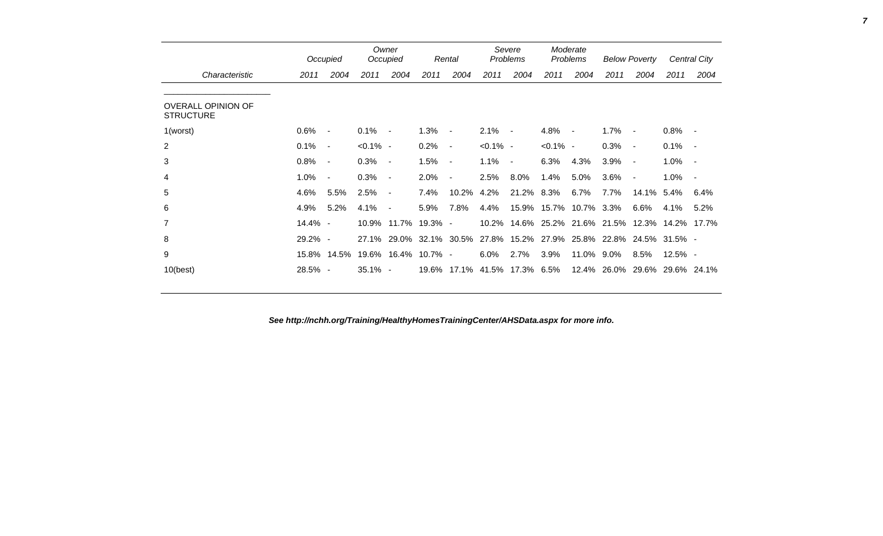| Characteristic | Occupied | | Owner Occupied | | Rental | | Severe Problems | | Moderate Problems | | Below Poverty | | Central City | |
|---|---|---|---|---|---|---|---|---|---|---|---|---|---|---|
| | 2011 | 2004 | 2011 | 2004 | 2011 | 2004 | 2011 | 2004 | 2011 | 2004 | 2011 | 2004 | 2011 | 2004 |
| OVERALL OPINION OF STRUCTURE | | | | | | | | | | | | | | |
| 1(worst) | 0.6% | - | 0.1% | - | 1.3% | - | 2.1% | - | 4.8% | - | 1.7% | - | 0.8% | - |
| 2 | 0.1% | - | <0.1% | - | 0.2% | - | <0.1% | - | <0.1% | - | 0.3% | - | 0.1% | - |
| 3 | 0.8% | - | 0.3% | - | 1.5% | - | 1.1% | - | 6.3% | 4.3% | 3.9% | - | 1.0% | - |
| 4 | 1.0% | - | 0.3% | - | 2.0% | - | 2.5% | 8.0% | 1.4% | 5.0% | 3.6% | - | 1.0% | - |
| 5 | 4.6% | 5.5% | 2.5% | - | 7.4% | 10.2% | 4.2% | 21.2% | 8.3% | 6.7% | 7.7% | 14.1% | 5.4% | 6.4% |
| 6 | 4.9% | 5.2% | 4.1% | - | 5.9% | 7.8% | 4.4% | 15.9% | 15.7% | 10.7% | 3.3% | 6.6% | 4.1% | 5.2% |
| 7 | 14.4% | - | 10.9% | 11.7% | 19.3% | - | 10.2% | 14.6% | 25.2% | 21.6% | 21.5% | 12.3% | 14.2% | 17.7% |
| 8 | 29.2% | - | 27.1% | 29.0% | 32.1% | 30.5% | 27.8% | 15.2% | 27.9% | 25.8% | 22.8% | 24.5% | 31.5% | - |
| 9 | 15.8% | 14.5% | 19.6% | 16.4% | 10.7% | - | 6.0% | 2.7% | 3.9% | 11.0% | 9.0% | 8.5% | 12.5% | - |
| 10(best) | 28.5% | - | 35.1% | - | 19.6% | 17.1% | 41.5% | 17.3% | 6.5% | 12.4% | 26.0% | 29.6% | 29.6% | 24.1% |

***See http://nchh.org/Training/HealthyHomesTrainingCenter/AHSData.aspx for more info.***